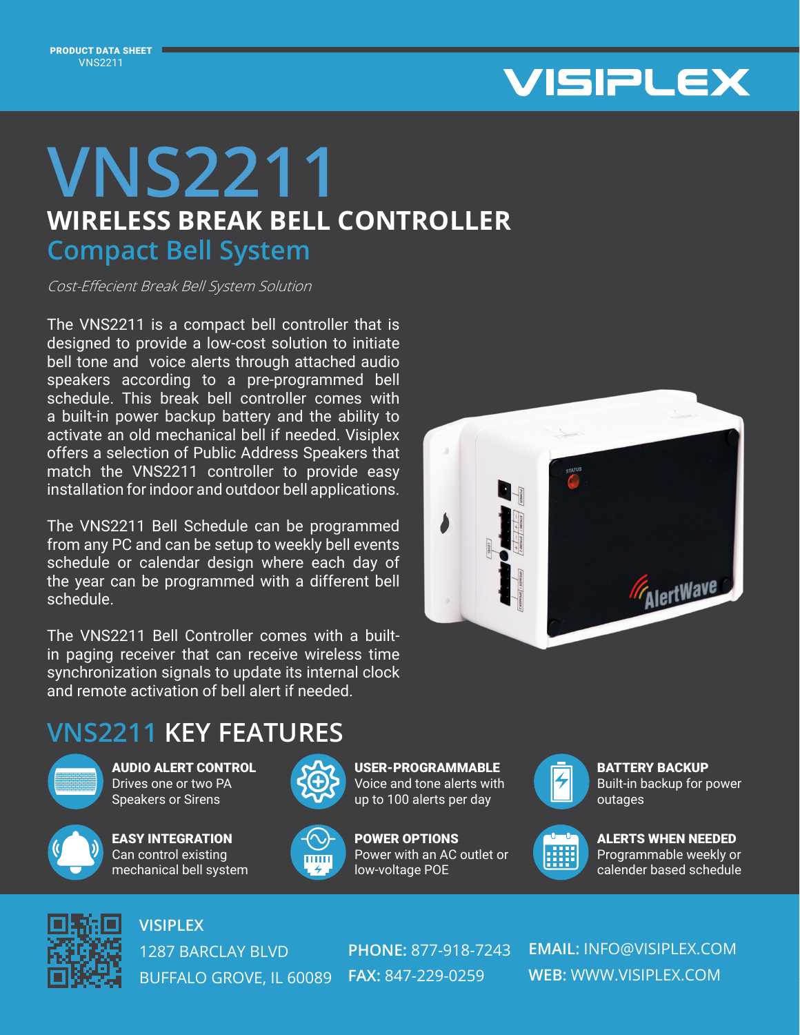PRODUCT DATA SHEET
VNS2211

# VNS2211

## WIRELESS BREAK BELL CONTROLLER

### Compact Bell System

*Cost-Effecient Break Bell System Solution*

The VNS2211 is a compact bell controller that is designed to provide a low-cost solution to initiate bell tone and voice alerts through attached audio speakers according to a pre-programmed bell schedule. This break bell controller comes with a built-in power backup battery and the ability to activate an old mechanical bell if needed. Visiplex offers a selection of Public Address Speakers that match the VNS2211 controller to provide easy installation for indoor and outdoor bell applications.

The VNS2211 Bell Schedule can be programmed from any PC and can be setup to weekly bell events schedule or calendar design where each day of the year can be programmed with a different bell schedule.

The VNS2211 Bell Controller comes with a built-in paging receiver that can receive wireless time synchronization signals to update its internal clock and remote activation of bell alert if needed.

## VNS2211 KEY FEATURES

**AUDIO ALERT CONTROL**
Drives one or two PA Speakers or Sirens

**USER-PROGRAMMABLE**
Voice and tone alerts with up to 100 alerts per day

**BATTERY BACKUP**
Built-in backup for power outages

**EASY INTEGRATION**
Can control existing mechanical bell system

**POWER OPTIONS**
Power with an AC outlet or low-voltage POE

**ALERTS WHEN NEEDED**
Programmable weekly or calender based schedule

**VISIPLEX**
1287 BARCLAY BLVD
BUFFALO GROVE, IL 60089

**PHONE:** 877-918-7243
**FAX:** 847-229-0259

**EMAIL:** INFO@VISIPLEX.COM
**WEB:** WWW.VISIPLEX.COM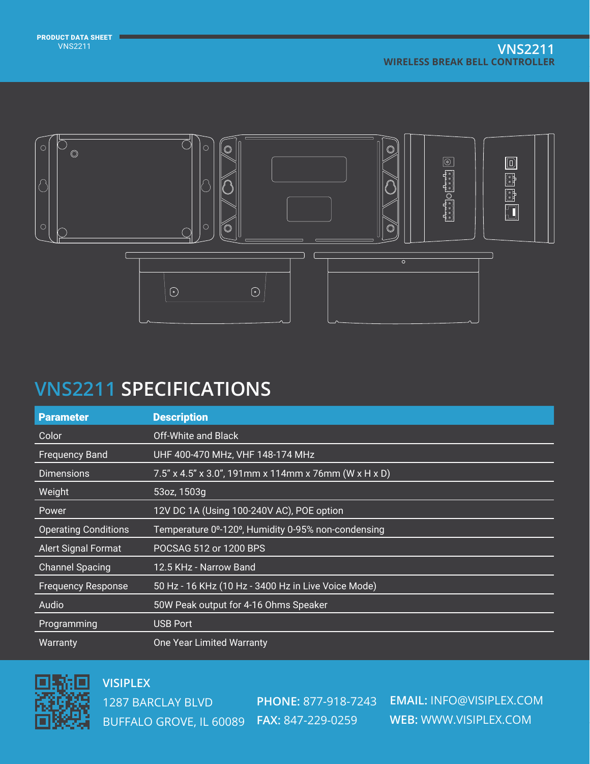**PRODUCT DATA SHEET**
VNS2211

**VNS2211**
**WIRELESS BREAK BELL CONTROLLER**

# VNS2211 SPECIFICATIONS

| Parameter | Description |
|---|---|
| Color | Off-White and Black |
| Frequency Band | UHF 400-470 MHz, VHF 148-174 MHz |
| Dimensions | 7.5” x 4.5” x 3.0”, 191mm x 114mm x 76mm (W x H x D) |
| Weight | 53oz, 1503g |
| Power | 12V DC 1A (Using 100-240V AC), POE option |
| Operating Conditions | Temperature 0º-120º, Humidity 0-95% non-condensing |
| Alert Signal Format | POCSAG 512 or 1200 BPS |
| Channel Spacing | 12.5 KHz - Narrow Band |
| Frequency Response | 50 Hz - 16 KHz (10 Hz - 3400 Hz in Live Voice Mode) |
| Audio | 50W Peak output for 4-16 Ohms Speaker |
| Programming | USB Port |
| Warranty | One Year Limited Warranty |

**VISIPLEX**
1287 BARCLAY BLVD
BUFFALO GROVE, IL 60089

**PHONE:** 877-918-7243
**FAX:** 847-229-0259

**EMAIL:** INFO@VISIPLEX.COM
**WEB:** WWW.VISIPLEX.COM